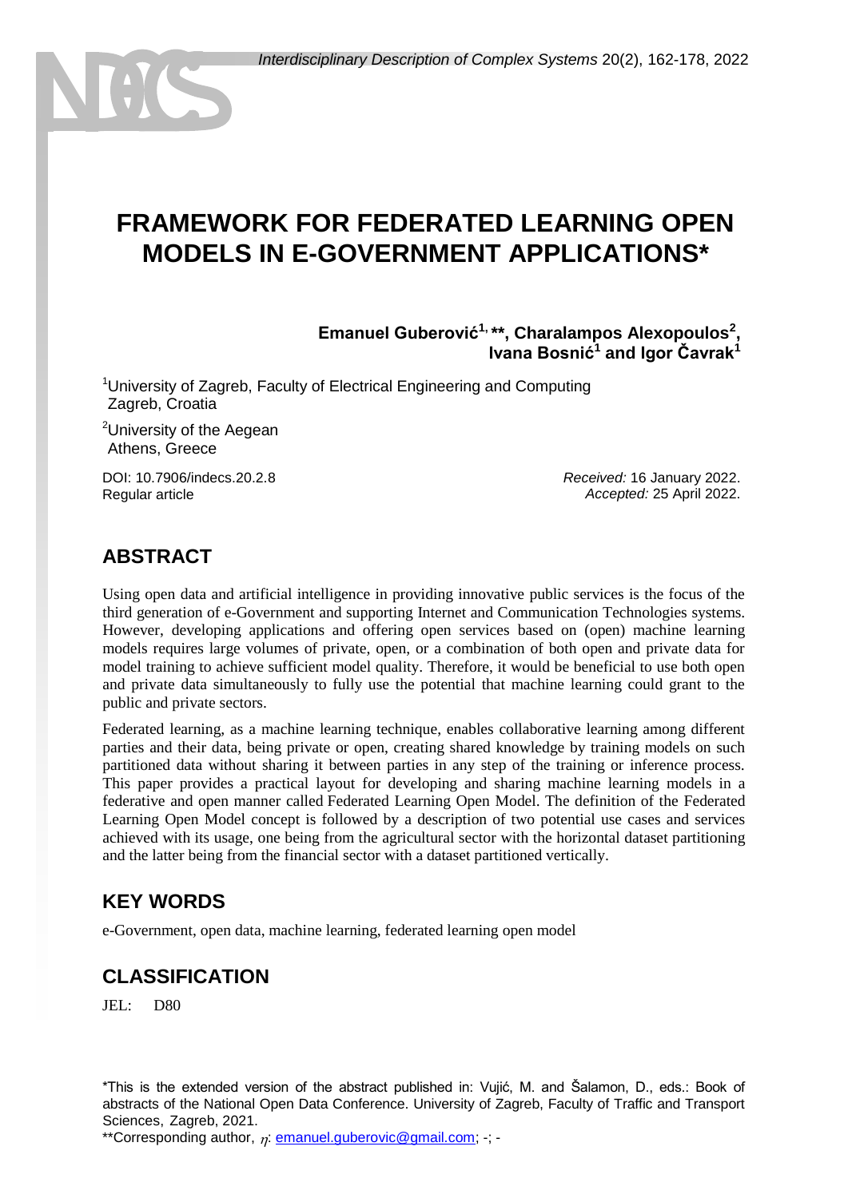# FRAMEWORK FOR FEDERATED LEARNING OPEN MODELS IN E-GOVERNMENT APPLICATIONS*

**Emanuel Guberović[1, **], Charalampos Alexopoulos[2], Ivana Bosnić[1] and Igor Čavrak[1]**

[1]University of Zagreb, Faculty of Electrical Engineering and Computing
Zagreb, Croatia

[2]University of the Aegean
Athens, Greece

DOI: 10.7906/indecs.20.2.8
Regular article

*Received:* 16 January 2022.
*Accepted:* 25 April 2022.

## ABSTRACT

Using open data and artificial intelligence in providing innovative public services is the focus of the third generation of e-Government and supporting Internet and Communication Technologies systems. However, developing applications and offering open services based on (open) machine learning models requires large volumes of private, open, or a combination of both open and private data for model training to achieve sufficient model quality. Therefore, it would be beneficial to use both open and private data simultaneously to fully use the potential that machine learning could grant to the public and private sectors.

Federated learning, as a machine learning technique, enables collaborative learning among different parties and their data, being private or open, creating shared knowledge by training models on such partitioned data without sharing it between parties in any step of the training or inference process. This paper provides a practical layout for developing and sharing machine learning models in a federative and open manner called Federated Learning Open Model. The definition of the Federated Learning Open Model concept is followed by a description of two potential use cases and services achieved with its usage, one being from the agricultural sector with the horizontal dataset partitioning and the latter being from the financial sector with a dataset partitioned vertically.

## KEY WORDS

e-Government, open data, machine learning, federated learning open model

## CLASSIFICATION

JEL: D80

*This is the extended version of the abstract published in: Vujić, M. and Šalamon, D., eds.: Book of abstracts of the National Open Data Conference. University of Zagreb, Faculty of Traffic and Transport Sciences, Zagreb, 2021.

**Corresponding author, $\eta$: emanuel.guberovic@gmail.com; -; -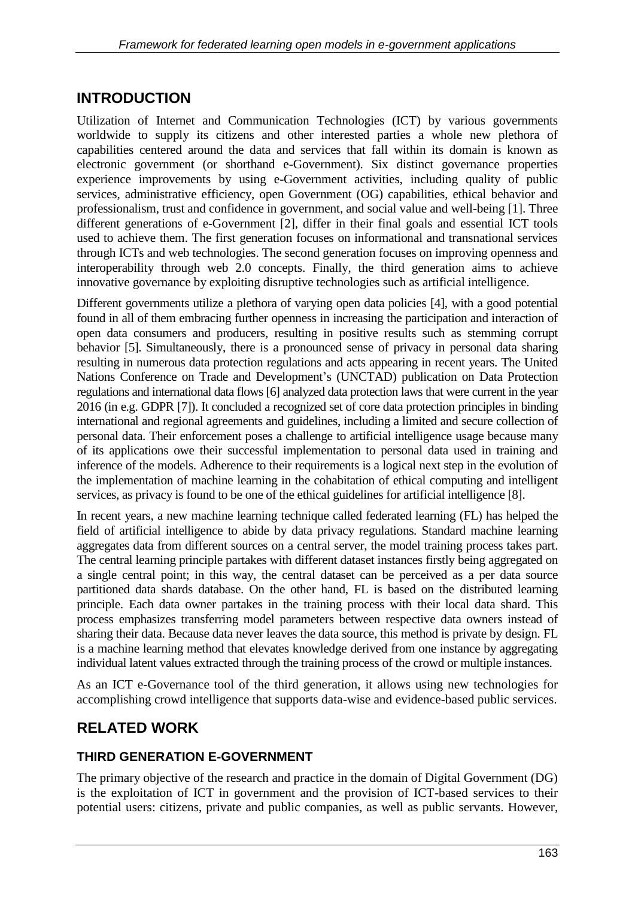## INTRODUCTION

Utilization of Internet and Communication Technologies (ICT) by various governments worldwide to supply its citizens and other interested parties a whole new plethora of capabilities centered around the data and services that fall within its domain is known as electronic government (or shorthand e-Government). Six distinct governance properties experience improvements by using e-Government activities, including quality of public services, administrative efficiency, open Government (OG) capabilities, ethical behavior and professionalism, trust and confidence in government, and social value and well-being [1]. Three different generations of e-Government [2], differ in their final goals and essential ICT tools used to achieve them. The first generation focuses on informational and transnational services through ICTs and web technologies. The second generation focuses on improving openness and interoperability through web 2.0 concepts. Finally, the third generation aims to achieve innovative governance by exploiting disruptive technologies such as artificial intelligence.

Different governments utilize a plethora of varying open data policies [4], with a good potential found in all of them embracing further openness in increasing the participation and interaction of open data consumers and producers, resulting in positive results such as stemming corrupt behavior [5]. Simultaneously, there is a pronounced sense of privacy in personal data sharing resulting in numerous data protection regulations and acts appearing in recent years. The United Nations Conference on Trade and Development's (UNCTAD) publication on Data Protection regulations and international data flows [6] analyzed data protection laws that were current in the year 2016 (in e.g. GDPR [7]). It concluded a recognized set of core data protection principles in binding international and regional agreements and guidelines, including a limited and secure collection of personal data. Their enforcement poses a challenge to artificial intelligence usage because many of its applications owe their successful implementation to personal data used in training and inference of the models. Adherence to their requirements is a logical next step in the evolution of the implementation of machine learning in the cohabitation of ethical computing and intelligent services, as privacy is found to be one of the ethical guidelines for artificial intelligence [8].

In recent years, a new machine learning technique called federated learning (FL) has helped the field of artificial intelligence to abide by data privacy regulations. Standard machine learning aggregates data from different sources on a central server, the model training process takes part. The central learning principle partakes with different dataset instances firstly being aggregated on a single central point; in this way, the central dataset can be perceived as a per data source partitioned data shards database. On the other hand, FL is based on the distributed learning principle. Each data owner partakes in the training process with their local data shard. This process emphasizes transferring model parameters between respective data owners instead of sharing their data. Because data never leaves the data source, this method is private by design. FL is a machine learning method that elevates knowledge derived from one instance by aggregating individual latent values extracted through the training process of the crowd or multiple instances.

As an ICT e-Governance tool of the third generation, it allows using new technologies for accomplishing crowd intelligence that supports data-wise and evidence-based public services.

## RELATED WORK

### THIRD GENERATION E-GOVERNMENT

The primary objective of the research and practice in the domain of Digital Government (DG) is the exploitation of ICT in government and the provision of ICT-based services to their potential users: citizens, private and public companies, as well as public servants. However,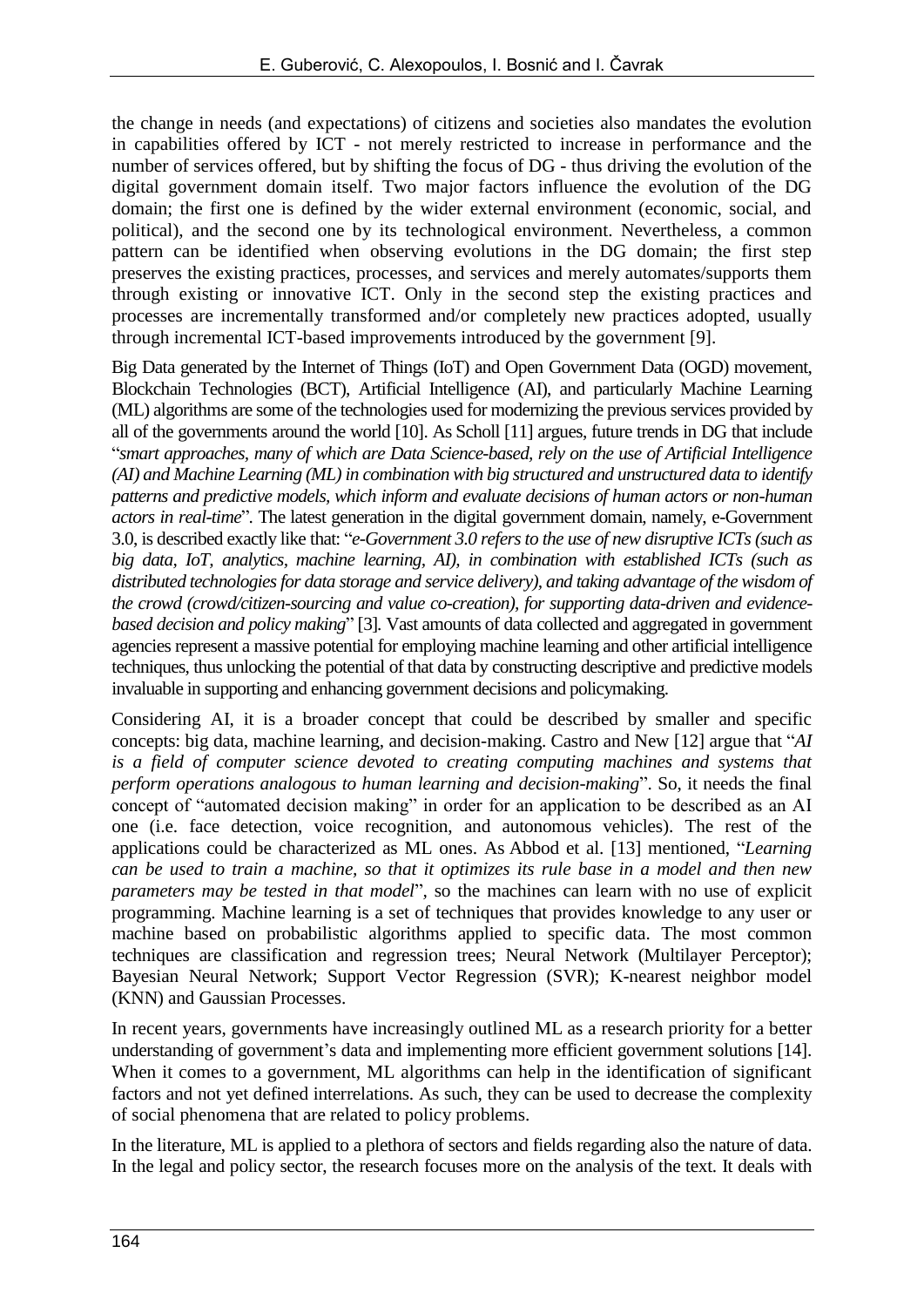the change in needs (and expectations) of citizens and societies also mandates the evolution in capabilities offered by ICT - not merely restricted to increase in performance and the number of services offered, but by shifting the focus of DG - thus driving the evolution of the digital government domain itself. Two major factors influence the evolution of the DG domain; the first one is defined by the wider external environment (economic, social, and political), and the second one by its technological environment. Nevertheless, a common pattern can be identified when observing evolutions in the DG domain; the first step preserves the existing practices, processes, and services and merely automates/supports them through existing or innovative ICT. Only in the second step the existing practices and processes are incrementally transformed and/or completely new practices adopted, usually through incremental ICT-based improvements introduced by the government [9].

Big Data generated by the Internet of Things (IoT) and Open Government Data (OGD) movement, Blockchain Technologies (BCT), Artificial Intelligence (AI), and particularly Machine Learning (ML) algorithms are some of the technologies used for modernizing the previous services provided by all of the governments around the world [10]. As Scholl [11] argues, future trends in DG that include "*smart approaches, many of which are Data Science-based, rely on the use of Artificial Intelligence (AI) and Machine Learning (ML) in combination with big structured and unstructured data to identify patterns and predictive models, which inform and evaluate decisions of human actors or non-human actors in real-time*". The latest generation in the digital government domain, namely, e-Government 3.0, is described exactly like that: "*e-Government 3.0 refers to the use of new disruptive ICTs (such as big data, IoT, analytics, machine learning, AI), in combination with established ICTs (such as distributed technologies for data storage and service delivery), and taking advantage of the wisdom of the crowd (crowd/citizen-sourcing and value co-creation), for supporting data-driven and evidence-based decision and policy making*" [3]. Vast amounts of data collected and aggregated in government agencies represent a massive potential for employing machine learning and other artificial intelligence techniques, thus unlocking the potential of that data by constructing descriptive and predictive models invaluable in supporting and enhancing government decisions and policymaking.

Considering AI, it is a broader concept that could be described by smaller and specific concepts: big data, machine learning, and decision-making. Castro and New [12] argue that "*AI is a field of computer science devoted to creating computing machines and systems that perform operations analogous to human learning and decision-making*". So, it needs the final concept of "automated decision making" in order for an application to be described as an AI one (i.e. face detection, voice recognition, and autonomous vehicles). The rest of the applications could be characterized as ML ones. As Abbod et al. [13] mentioned, "*Learning can be used to train a machine, so that it optimizes its rule base in a model and then new parameters may be tested in that model*", so the machines can learn with no use of explicit programming. Machine learning is a set of techniques that provides knowledge to any user or machine based on probabilistic algorithms applied to specific data. The most common techniques are classification and regression trees; Neural Network (Multilayer Perceptor); Bayesian Neural Network; Support Vector Regression (SVR); K-nearest neighbor model (KNN) and Gaussian Processes.

In recent years, governments have increasingly outlined ML as a research priority for a better understanding of government's data and implementing more efficient government solutions [14]. When it comes to a government, ML algorithms can help in the identification of significant factors and not yet defined interrelations. As such, they can be used to decrease the complexity of social phenomena that are related to policy problems.

In the literature, ML is applied to a plethora of sectors and fields regarding also the nature of data. In the legal and policy sector, the research focuses more on the analysis of the text. It deals with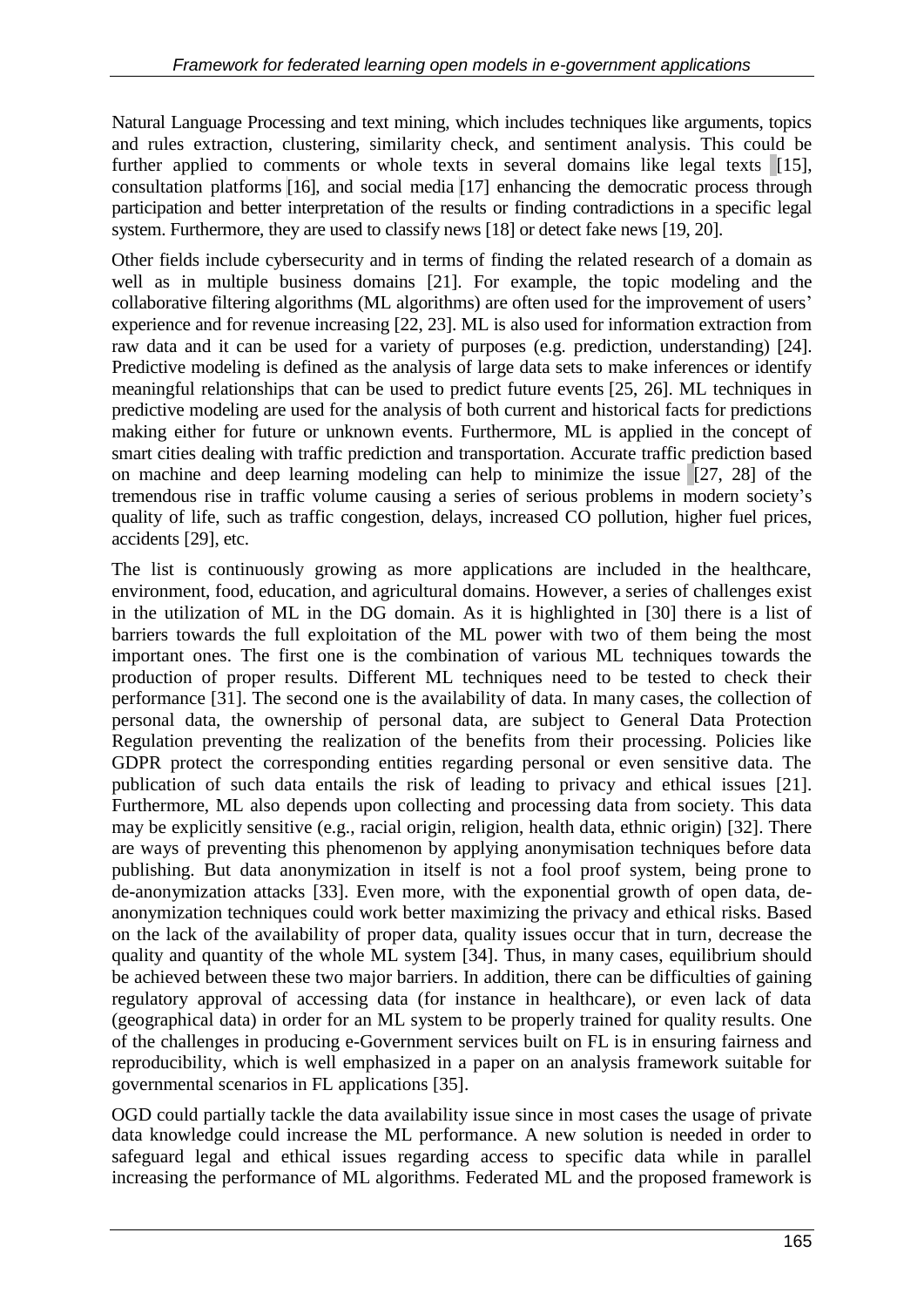Natural Language Processing and text mining, which includes techniques like arguments, topics and rules extraction, clustering, similarity check, and sentiment analysis. This could be further applied to comments or whole texts in several domains like legal texts [15], consultation platforms [16], and social media [17] enhancing the democratic process through participation and better interpretation of the results or finding contradictions in a specific legal system. Furthermore, they are used to classify news [18] or detect fake news [19, 20].

Other fields include cybersecurity and in terms of finding the related research of a domain as well as in multiple business domains [21]. For example, the topic modeling and the collaborative filtering algorithms (ML algorithms) are often used for the improvement of users' experience and for revenue increasing [22, 23]. ML is also used for information extraction from raw data and it can be used for a variety of purposes (e.g. prediction, understanding) [24]. Predictive modeling is defined as the analysis of large data sets to make inferences or identify meaningful relationships that can be used to predict future events [25, 26]. ML techniques in predictive modeling are used for the analysis of both current and historical facts for predictions making either for future or unknown events. Furthermore, ML is applied in the concept of smart cities dealing with traffic prediction and transportation. Accurate traffic prediction based on machine and deep learning modeling can help to minimize the issue [27, 28] of the tremendous rise in traffic volume causing a series of serious problems in modern society's quality of life, such as traffic congestion, delays, increased CO pollution, higher fuel prices, accidents [29], etc.

The list is continuously growing as more applications are included in the healthcare, environment, food, education, and agricultural domains. However, a series of challenges exist in the utilization of ML in the DG domain. As it is highlighted in [30] there is a list of barriers towards the full exploitation of the ML power with two of them being the most important ones. The first one is the combination of various ML techniques towards the production of proper results. Different ML techniques need to be tested to check their performance [31]. The second one is the availability of data. In many cases, the collection of personal data, the ownership of personal data, are subject to General Data Protection Regulation preventing the realization of the benefits from their processing. Policies like GDPR protect the corresponding entities regarding personal or even sensitive data. The publication of such data entails the risk of leading to privacy and ethical issues [21]. Furthermore, ML also depends upon collecting and processing data from society. This data may be explicitly sensitive (e.g., racial origin, religion, health data, ethnic origin) [32]. There are ways of preventing this phenomenon by applying anonymisation techniques before data publishing. But data anonymization in itself is not a fool proof system, being prone to de-anonymization attacks [33]. Even more, with the exponential growth of open data, de-anonymization techniques could work better maximizing the privacy and ethical risks. Based on the lack of the availability of proper data, quality issues occur that in turn, decrease the quality and quantity of the whole ML system [34]. Thus, in many cases, equilibrium should be achieved between these two major barriers. In addition, there can be difficulties of gaining regulatory approval of accessing data (for instance in healthcare), or even lack of data (geographical data) in order for an ML system to be properly trained for quality results. One of the challenges in producing e-Government services built on FL is in ensuring fairness and reproducibility, which is well emphasized in a paper on an analysis framework suitable for governmental scenarios in FL applications [35].

OGD could partially tackle the data availability issue since in most cases the usage of private data knowledge could increase the ML performance. A new solution is needed in order to safeguard legal and ethical issues regarding access to specific data while in parallel increasing the performance of ML algorithms. Federated ML and the proposed framework is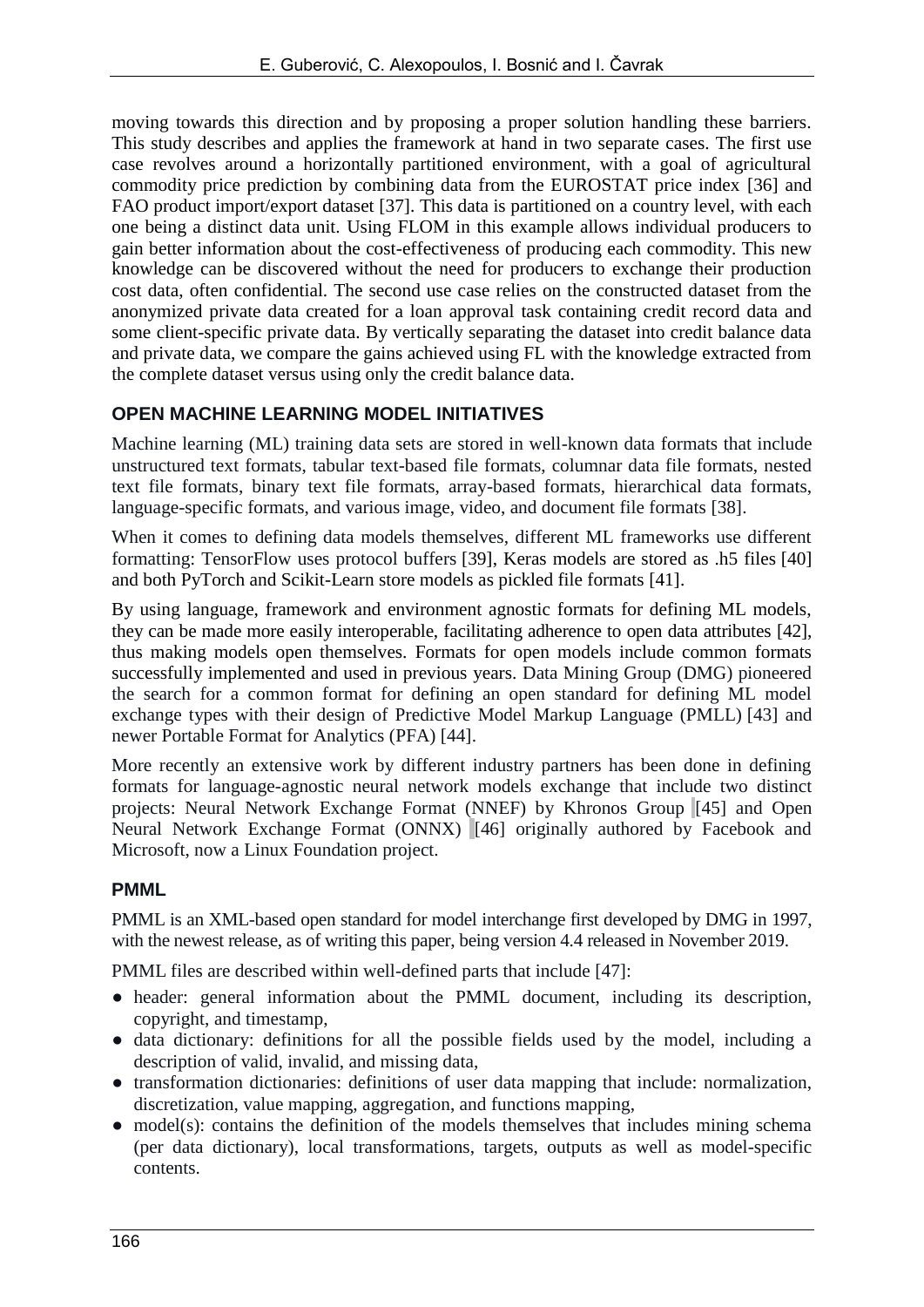moving towards this direction and by proposing a proper solution handling these barriers. This study describes and applies the framework at hand in two separate cases. The first use case revolves around a horizontally partitioned environment, with a goal of agricultural commodity price prediction by combining data from the EUROSTAT price index [36] and FAO product import/export dataset [37]. This data is partitioned on a country level, with each one being a distinct data unit. Using FLOM in this example allows individual producers to gain better information about the cost-effectiveness of producing each commodity. This new knowledge can be discovered without the need for producers to exchange their production cost data, often confidential. The second use case relies on the constructed dataset from the anonymized private data created for a loan approval task containing credit record data and some client-specific private data. By vertically separating the dataset into credit balance data and private data, we compare the gains achieved using FL with the knowledge extracted from the complete dataset versus using only the credit balance data.

## OPEN MACHINE LEARNING MODEL INITIATIVES

Machine learning (ML) training data sets are stored in well-known data formats that include unstructured text formats, tabular text-based file formats, columnar data file formats, nested text file formats, binary text file formats, array-based formats, hierarchical data formats, language-specific formats, and various image, video, and document file formats [38].

When it comes to defining data models themselves, different ML frameworks use different formatting: TensorFlow uses protocol buffers [39], Keras models are stored as .h5 files [40] and both PyTorch and Scikit-Learn store models as pickled file formats [41].

By using language, framework and environment agnostic formats for defining ML models, they can be made more easily interoperable, facilitating adherence to open data attributes [42], thus making models open themselves. Formats for open models include common formats successfully implemented and used in previous years. Data Mining Group (DMG) pioneered the search for a common format for defining an open standard for defining ML model exchange types with their design of Predictive Model Markup Language (PMLL) [43] and newer Portable Format for Analytics (PFA) [44].

More recently an extensive work by different industry partners has been done in defining formats for language-agnostic neural network models exchange that include two distinct projects: Neural Network Exchange Format (NNEF) by Khronos Group [45] and Open Neural Network Exchange Format (ONNX) [46] originally authored by Facebook and Microsoft, now a Linux Foundation project.

### PMML

PMML is an XML-based open standard for model interchange first developed by DMG in 1997, with the newest release, as of writing this paper, being version 4.4 released in November 2019.

PMML files are described within well-defined parts that include [47]:

- header: general information about the PMML document, including its description, copyright, and timestamp,
- data dictionary: definitions for all the possible fields used by the model, including a description of valid, invalid, and missing data,
- transformation dictionaries: definitions of user data mapping that include: normalization, discretization, value mapping, aggregation, and functions mapping,
- model(s): contains the definition of the models themselves that includes mining schema (per data dictionary), local transformations, targets, outputs as well as model-specific contents.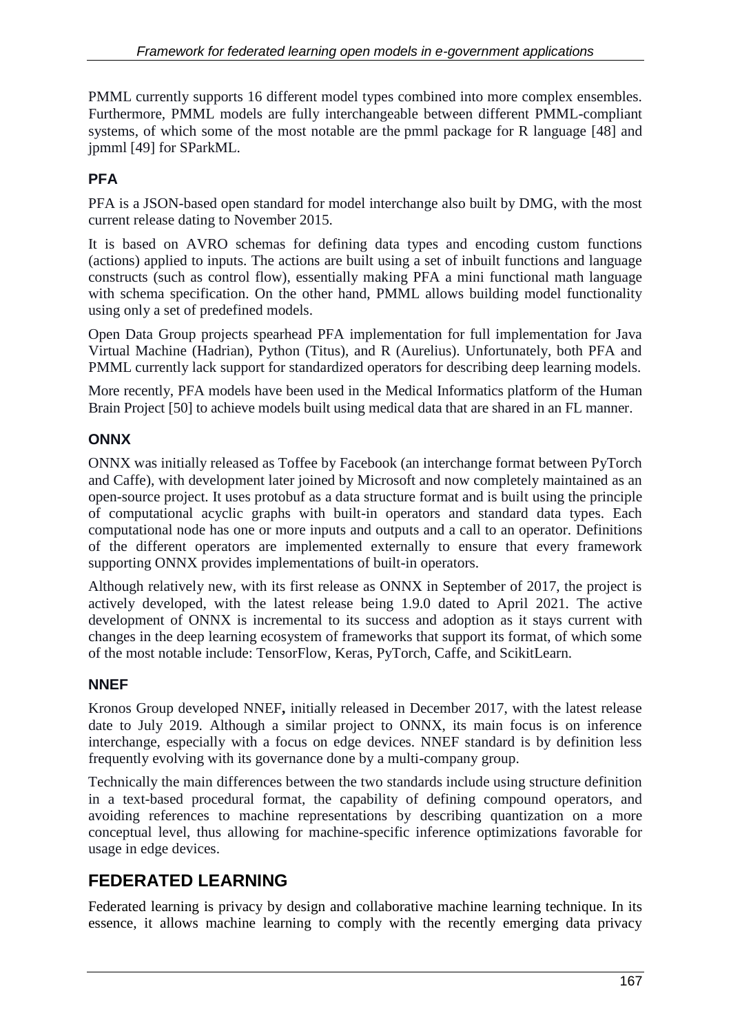PMML currently supports 16 different model types combined into more complex ensembles. Furthermore, PMML models are fully interchangeable between different PMML-compliant systems, of which some of the most notable are the pmml package for R language [48] and jpmml [49] for SParkML.

### PFA

PFA is a JSON-based open standard for model interchange also built by DMG, with the most current release dating to November 2015.

It is based on AVRO schemas for defining data types and encoding custom functions (actions) applied to inputs. The actions are built using a set of inbuilt functions and language constructs (such as control flow), essentially making PFA a mini functional math language with schema specification. On the other hand, PMML allows building model functionality using only a set of predefined models.

Open Data Group projects spearhead PFA implementation for full implementation for Java Virtual Machine (Hadrian), Python (Titus), and R (Aurelius). Unfortunately, both PFA and PMML currently lack support for standardized operators for describing deep learning models.

More recently, PFA models have been used in the Medical Informatics platform of the Human Brain Project [50] to achieve models built using medical data that are shared in an FL manner.

### ONNX

ONNX was initially released as Toffee by Facebook (an interchange format between PyTorch and Caffe), with development later joined by Microsoft and now completely maintained as an open-source project. It uses protobuf as a data structure format and is built using the principle of computational acyclic graphs with built-in operators and standard data types. Each computational node has one or more inputs and outputs and a call to an operator. Definitions of the different operators are implemented externally to ensure that every framework supporting ONNX provides implementations of built-in operators.

Although relatively new, with its first release as ONNX in September of 2017, the project is actively developed, with the latest release being 1.9.0 dated to April 2021. The active development of ONNX is incremental to its success and adoption as it stays current with changes in the deep learning ecosystem of frameworks that support its format, of which some of the most notable include: TensorFlow, Keras, PyTorch, Caffe, and ScikitLearn.

### NNEF

Kronos Group developed NNEF**,** initially released in December 2017, with the latest release date to July 2019. Although a similar project to ONNX, its main focus is on inference interchange, especially with a focus on edge devices. NNEF standard is by definition less frequently evolving with its governance done by a multi-company group.

Technically the main differences between the two standards include using structure definition in a text-based procedural format, the capability of defining compound operators, and avoiding references to machine representations by describing quantization on a more conceptual level, thus allowing for machine-specific inference optimizations favorable for usage in edge devices.

## FEDERATED LEARNING

Federated learning is privacy by design and collaborative machine learning technique. In its essence, it allows machine learning to comply with the recently emerging data privacy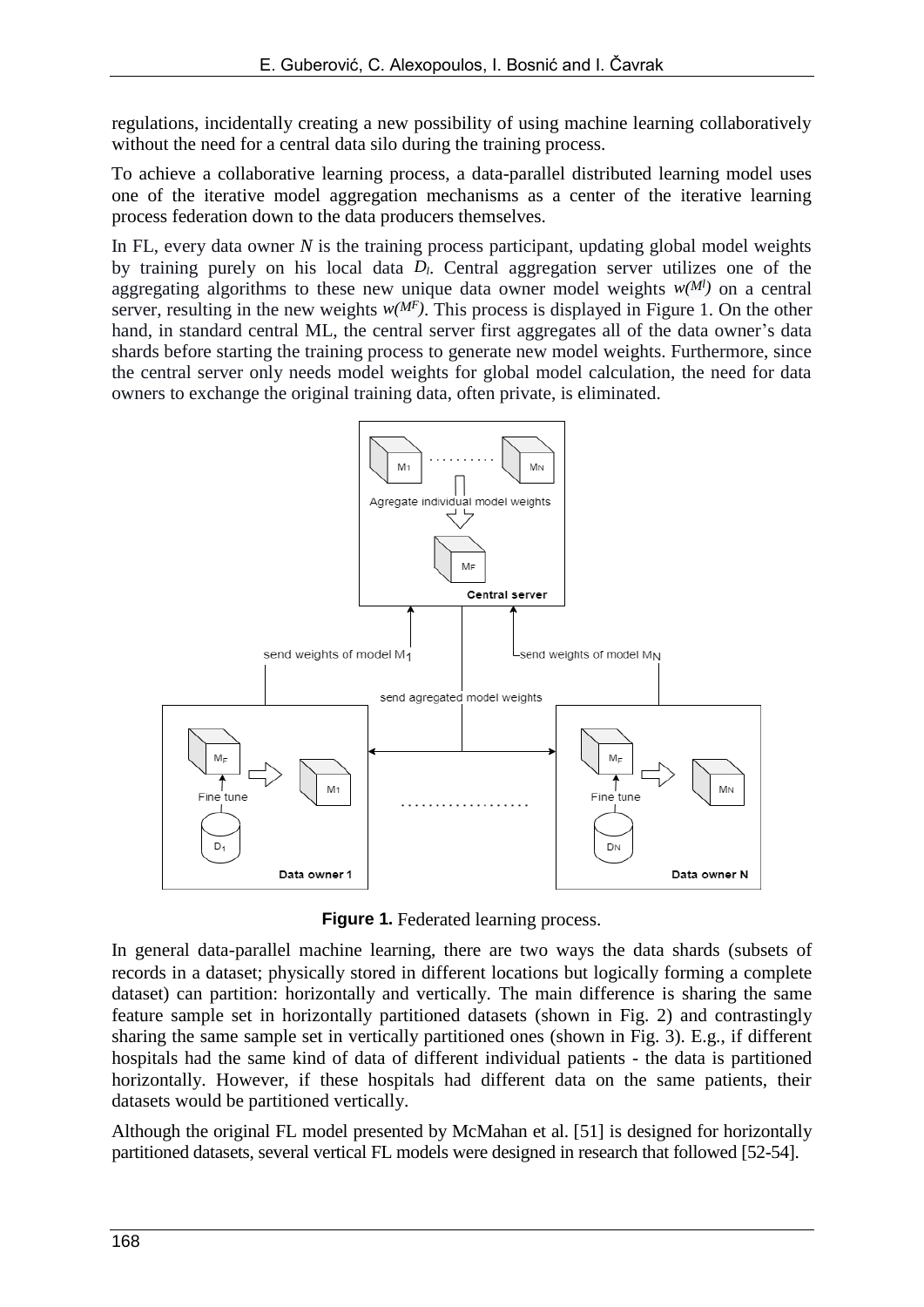regulations, incidentally creating a new possibility of using machine learning collaboratively without the need for a central data silo during the training process.

To achieve a collaborative learning process, a data-parallel distributed learning model uses one of the iterative model aggregation mechanisms as a center of the iterative learning process federation down to the data producers themselves.

In FL, every data owner $N$ is the training process participant, updating global model weights by training purely on his local data $D_l$. Central aggregation server utilizes one of the aggregating algorithms to these new unique data owner model weights $w(M^l)$ on a central server, resulting in the new weights $w(M^F)$. This process is displayed in Figure 1. On the other hand, in standard central ML, the central server first aggregates all of the data owner's data shards before starting the training process to generate new model weights. Furthermore, since the central server only needs model weights for global model calculation, the need for data owners to exchange the original training data, often private, is eliminated.

**Figure 1.** Federated learning process.

In general data-parallel machine learning, there are two ways the data shards (subsets of records in a dataset; physically stored in different locations but logically forming a complete dataset) can partition: horizontally and vertically. The main difference is sharing the same feature sample set in horizontally partitioned datasets (shown in Fig. 2) and contrastingly sharing the same sample set in vertically partitioned ones (shown in Fig. 3). E.g., if different hospitals had the same kind of data of different individual patients - the data is partitioned horizontally. However, if these hospitals had different data on the same patients, their datasets would be partitioned vertically.

Although the original FL model presented by McMahan et al. [51] is designed for horizontally partitioned datasets, several vertical FL models were designed in research that followed [52-54].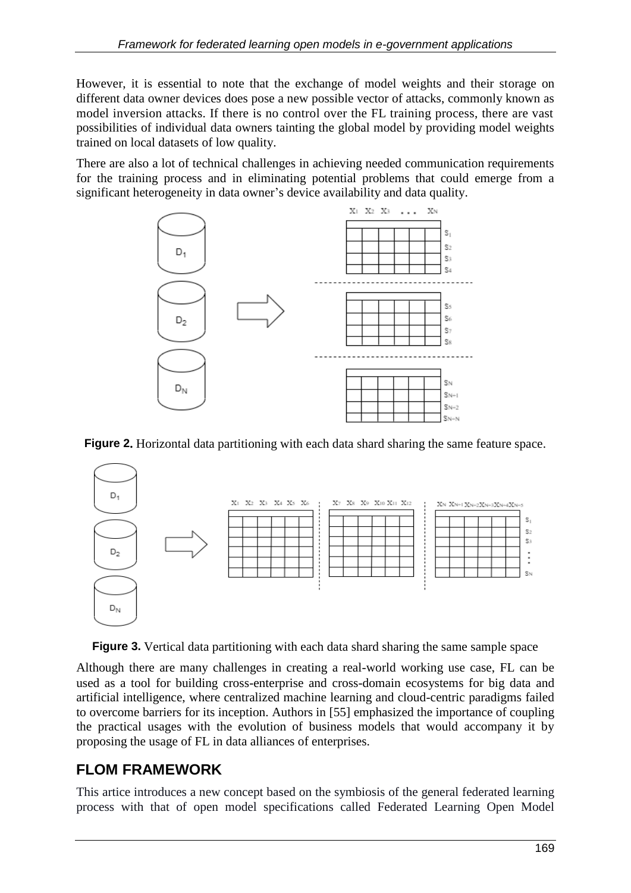However, it is essential to note that the exchange of model weights and their storage on different data owner devices does pose a new possible vector of attacks, commonly known as model inversion attacks. If there is no control over the FL training process, there are vast possibilities of individual data owners tainting the global model by providing model weights trained on local datasets of low quality.

There are also a lot of technical challenges in achieving needed communication requirements for the training process and in eliminating potential problems that could emerge from a significant heterogeneity in data owner's device availability and data quality.

**Figure 2.** Horizontal data partitioning with each data shard sharing the same feature space.

**Figure 3.** Vertical data partitioning with each data shard sharing the same sample space

Although there are many challenges in creating a real-world working use case, FL can be used as a tool for building cross-enterprise and cross-domain ecosystems for big data and artificial intelligence, where centralized machine learning and cloud-centric paradigms failed to overcome barriers for its inception. Authors in [55] emphasized the importance of coupling the practical usages with the evolution of business models that would accompany it by proposing the usage of FL in data alliances of enterprises.

## FLOM FRAMEWORK

This artice introduces a new concept based on the symbiosis of the general federated learning process with that of open model specifications called Federated Learning Open Model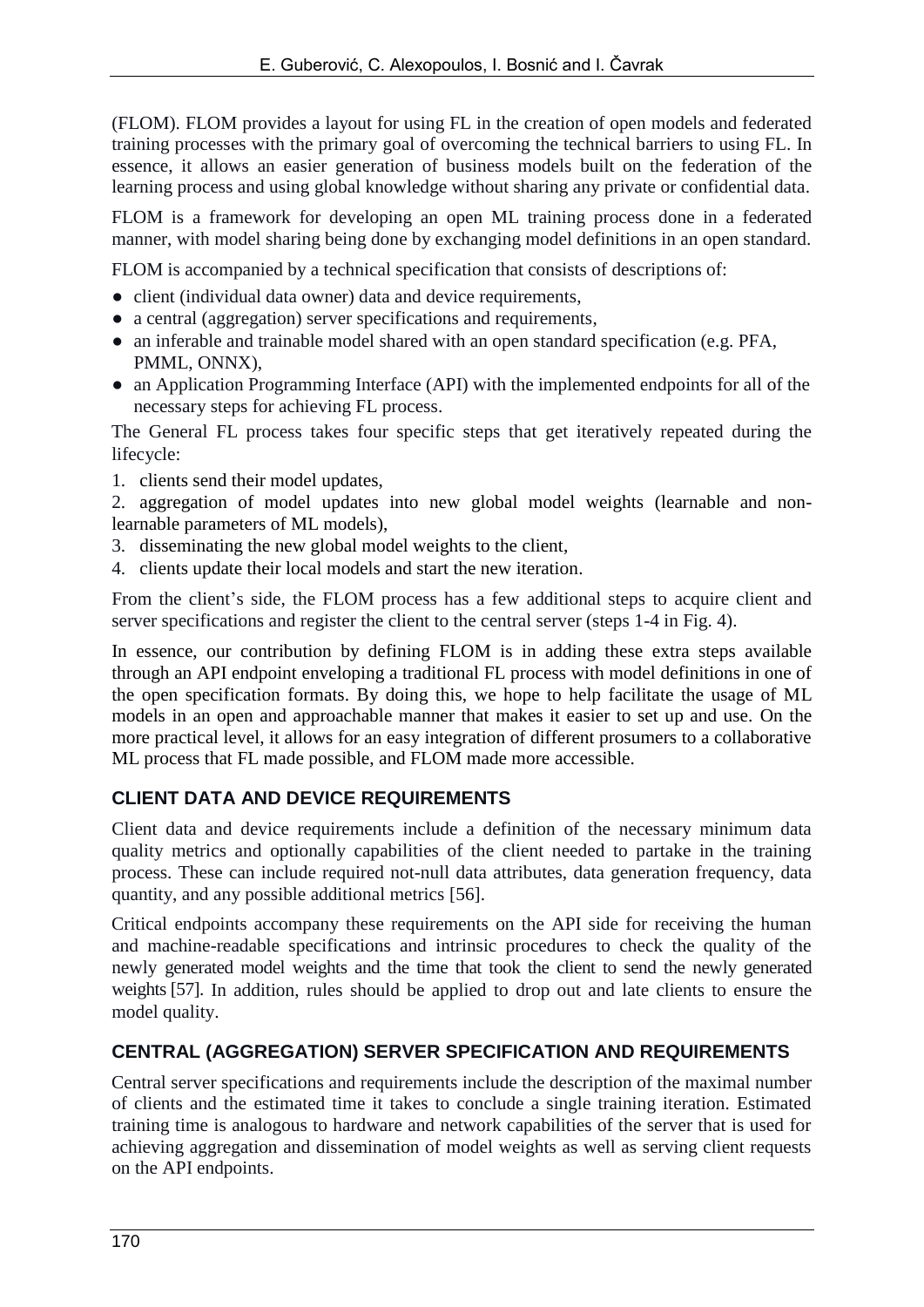(FLOM). FLOM provides a layout for using FL in the creation of open models and federated training processes with the primary goal of overcoming the technical barriers to using FL. In essence, it allows an easier generation of business models built on the federation of the learning process and using global knowledge without sharing any private or confidential data.

FLOM is a framework for developing an open ML training process done in a federated manner, with model sharing being done by exchanging model definitions in an open standard.

FLOM is accompanied by a technical specification that consists of descriptions of:

- client (individual data owner) data and device requirements,
- a central (aggregation) server specifications and requirements,
- an inferable and trainable model shared with an open standard specification (e.g. PFA, PMML, ONNX),
- an Application Programming Interface (API) with the implemented endpoints for all of the necessary steps for achieving FL process.

The General FL process takes four specific steps that get iteratively repeated during the lifecycle:

1. clients send their model updates,
2. aggregation of model updates into new global model weights (learnable and non-learnable parameters of ML models),
3. disseminating the new global model weights to the client,
4. clients update their local models and start the new iteration.

From the client's side, the FLOM process has a few additional steps to acquire client and server specifications and register the client to the central server (steps 1-4 in Fig. 4).

In essence, our contribution by defining FLOM is in adding these extra steps available through an API endpoint enveloping a traditional FL process with model definitions in one of the open specification formats. By doing this, we hope to help facilitate the usage of ML models in an open and approachable manner that makes it easier to set up and use. On the more practical level, it allows for an easy integration of different prosumers to a collaborative ML process that FL made possible, and FLOM made more accessible.

## CLIENT DATA AND DEVICE REQUIREMENTS

Client data and device requirements include a definition of the necessary minimum data quality metrics and optionally capabilities of the client needed to partake in the training process. These can include required not-null data attributes, data generation frequency, data quantity, and any possible additional metrics [56].

Critical endpoints accompany these requirements on the API side for receiving the human and machine-readable specifications and intrinsic procedures to check the quality of the newly generated model weights and the time that took the client to send the newly generated weights [57]. In addition, rules should be applied to drop out and late clients to ensure the model quality.

## CENTRAL (AGGREGATION) SERVER SPECIFICATION AND REQUIREMENTS

Central server specifications and requirements include the description of the maximal number of clients and the estimated time it takes to conclude a single training iteration. Estimated training time is analogous to hardware and network capabilities of the server that is used for achieving aggregation and dissemination of model weights as well as serving client requests on the API endpoints.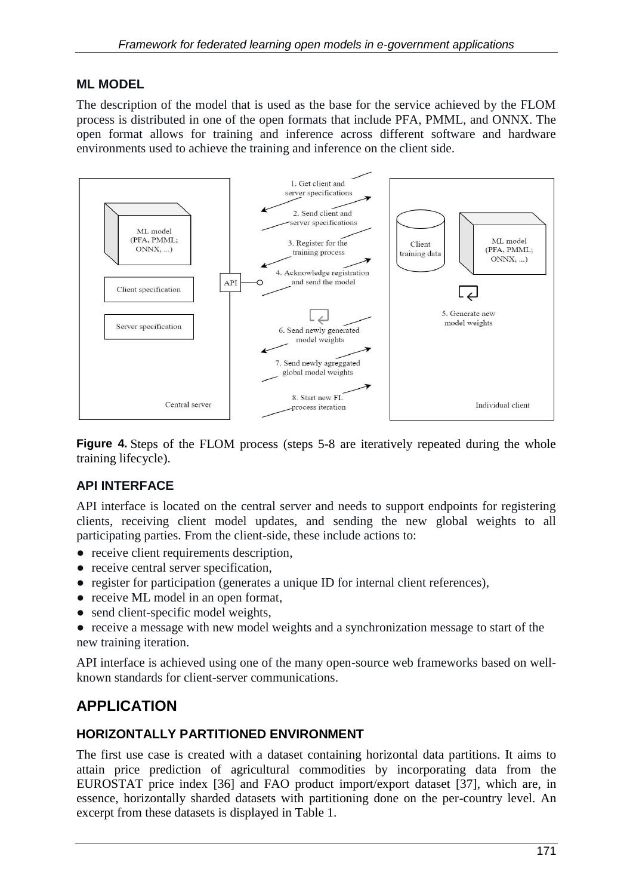## ML MODEL

The description of the model that is used as the base for the service achieved by the FLOM process is distributed in one of the open formats that include PFA, PMML, and ONNX. The open format allows for training and inference across different software and hardware environments used to achieve the training and inference on the client side.

**Figure 4.** Steps of the FLOM process (steps 5-8 are iteratively repeated during the whole training lifecycle).

## API INTERFACE

API interface is located on the central server and needs to support endpoints for registering clients, receiving client model updates, and sending the new global weights to all participating parties. From the client-side, these include actions to:

- receive client requirements description,
- receive central server specification,
- register for participation (generates a unique ID for internal client references),
- receive ML model in an open format,
- send client-specific model weights,
- receive a message with new model weights and a synchronization message to start of the new training iteration.

API interface is achieved using one of the many open-source web frameworks based on well-known standards for client-server communications.

# APPLICATION

## HORIZONTALLY PARTITIONED ENVIRONMENT

The first use case is created with a dataset containing horizontal data partitions. It aims to attain price prediction of agricultural commodities by incorporating data from the EUROSTAT price index [36] and FAO product import/export dataset [37], which are, in essence, horizontally sharded datasets with partitioning done on the per-country level. An excerpt from these datasets is displayed in Table 1.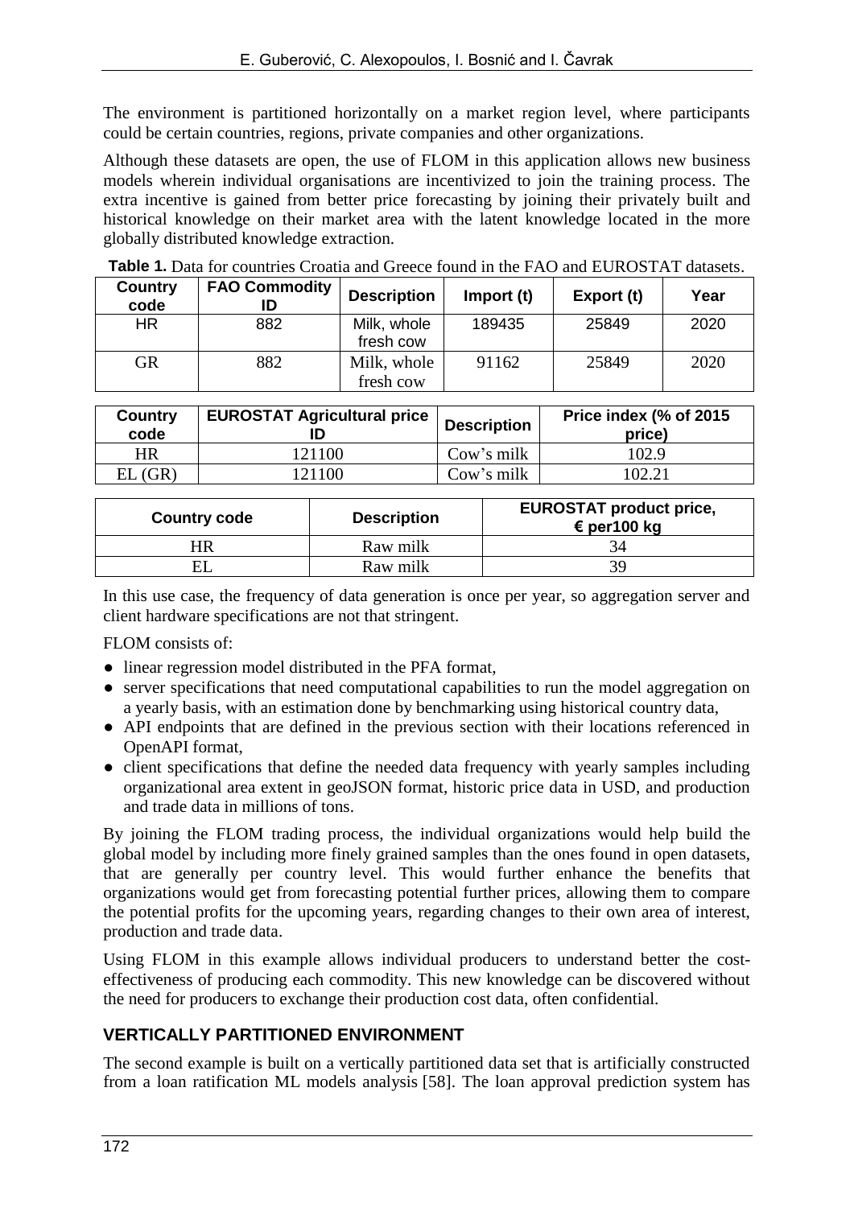The environment is partitioned horizontally on a market region level, where participants could be certain countries, regions, private companies and other organizations.

Although these datasets are open, the use of FLOM in this application allows new business models wherein individual organisations are incentivized to join the training process. The extra incentive is gained from better price forecasting by joining their privately built and historical knowledge on their market area with the latent knowledge located in the more globally distributed knowledge extraction.

**Table 1.** Data for countries Croatia and Greece found in the FAO and EUROSTAT datasets.

| Country code | FAO Commodity ID | Description | Import (t) | Export (t) | Year |
|---|---|---|---|---|---|
| HR | 882 | Milk, whole fresh cow | 189435 | 25849 | 2020 |
| GR | 882 | Milk, whole fresh cow | 91162 | 25849 | 2020 |

| Country code | EUROSTAT Agricultural price ID | Description | Price index (% of 2015 price) |
|---|---|---|---|
| HR | 121100 | Cow's milk | 102.9 |
| EL (GR) | 121100 | Cow's milk | 102.21 |

| Country code | Description | EUROSTAT product price, € per100 kg |
|---|---|---|
| HR | Raw milk | 34 |
| EL | Raw milk | 39 |

In this use case, the frequency of data generation is once per year, so aggregation server and client hardware specifications are not that stringent.

FLOM consists of:

- linear regression model distributed in the PFA format,
- server specifications that need computational capabilities to run the model aggregation on a yearly basis, with an estimation done by benchmarking using historical country data,
- API endpoints that are defined in the previous section with their locations referenced in OpenAPI format,
- client specifications that define the needed data frequency with yearly samples including organizational area extent in geoJSON format, historic price data in USD, and production and trade data in millions of tons.

By joining the FLOM trading process, the individual organizations would help build the global model by including more finely grained samples than the ones found in open datasets, that are generally per country level. This would further enhance the benefits that organizations would get from forecasting potential further prices, allowing them to compare the potential profits for the upcoming years, regarding changes to their own area of interest, production and trade data.

Using FLOM in this example allows individual producers to understand better the cost-effectiveness of producing each commodity. This new knowledge can be discovered without the need for producers to exchange their production cost data, often confidential.

## VERTICALLY PARTITIONED ENVIRONMENT

The second example is built on a vertically partitioned data set that is artificially constructed from a loan ratification ML models analysis [58]. The loan approval prediction system has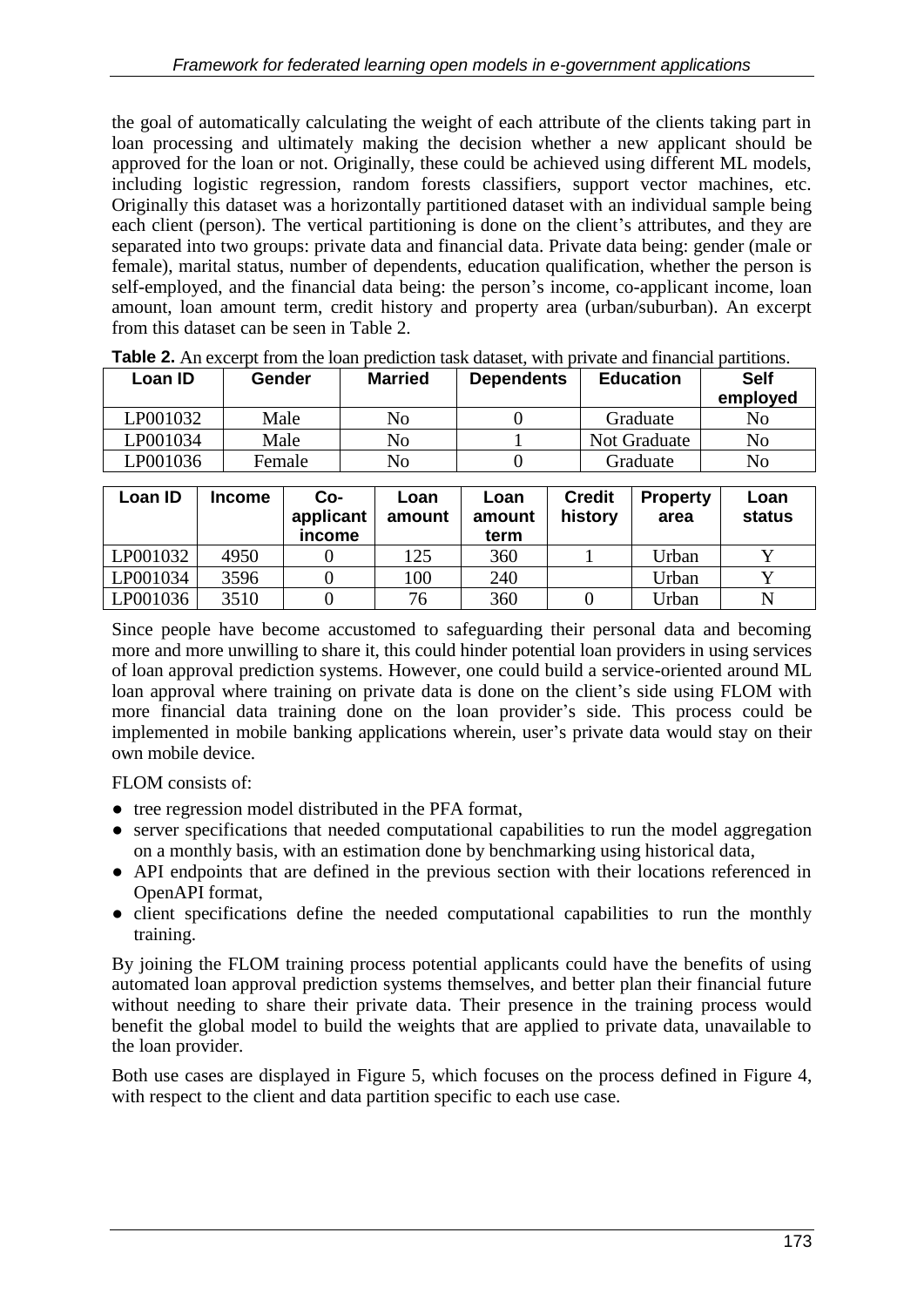the goal of automatically calculating the weight of each attribute of the clients taking part in loan processing and ultimately making the decision whether a new applicant should be approved for the loan or not. Originally, these could be achieved using different ML models, including logistic regression, random forests classifiers, support vector machines, etc. Originally this dataset was a horizontally partitioned dataset with an individual sample being each client (person). The vertical partitioning is done on the client's attributes, and they are separated into two groups: private data and financial data. Private data being: gender (male or female), marital status, number of dependents, education qualification, whether the person is self-employed, and the financial data being: the person's income, co-applicant income, loan amount, loan amount term, credit history and property area (urban/suburban). An excerpt from this dataset can be seen in Table 2.

**Table 2.** An excerpt from the loan prediction task dataset, with private and financial partitions.

| Loan ID | Gender | Married | Dependents | Education | Self employed |
|---|---|---|---|---|---|
| LP001032 | Male | No | 0 | Graduate | No |
| LP001034 | Male | No | 1 | Not Graduate | No |
| LP001036 | Female | No | 0 | Graduate | No |

| Loan ID | Income | Co-applicant income | Loan amount | Loan amount term | Credit history | Property area | Loan status |
|---|---|---|---|---|---|---|---|
| LP001032 | 4950 | 0 | 125 | 360 | 1 | Urban | Y |
| LP001034 | 3596 | 0 | 100 | 240 | | Urban | Y |
| LP001036 | 3510 | 0 | 76 | 360 | 0 | Urban | N |

Since people have become accustomed to safeguarding their personal data and becoming more and more unwilling to share it, this could hinder potential loan providers in using services of loan approval prediction systems. However, one could build a service-oriented around ML loan approval where training on private data is done on the client's side using FLOM with more financial data training done on the loan provider's side. This process could be implemented in mobile banking applications wherein, user's private data would stay on their own mobile device.

FLOM consists of:

- tree regression model distributed in the PFA format,
- server specifications that needed computational capabilities to run the model aggregation on a monthly basis, with an estimation done by benchmarking using historical data,
- API endpoints that are defined in the previous section with their locations referenced in OpenAPI format,
- client specifications define the needed computational capabilities to run the monthly training.

By joining the FLOM training process potential applicants could have the benefits of using automated loan approval prediction systems themselves, and better plan their financial future without needing to share their private data. Their presence in the training process would benefit the global model to build the weights that are applied to private data, unavailable to the loan provider.

Both use cases are displayed in Figure 5, which focuses on the process defined in Figure 4, with respect to the client and data partition specific to each use case.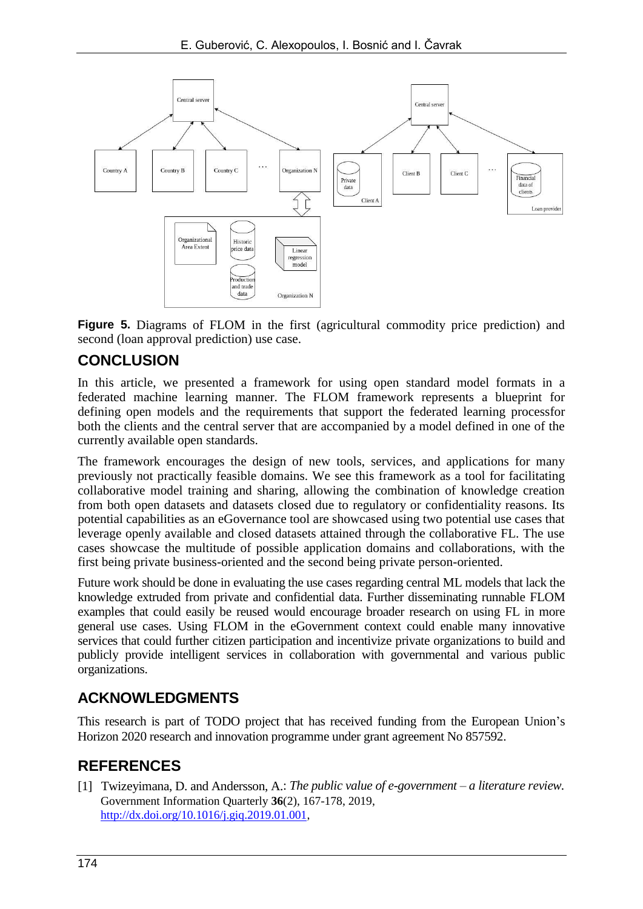**Figure 5.** Diagrams of FLOM in the first (agricultural commodity price prediction) and second (loan approval prediction) use case.

## CONCLUSION

In this article, we presented a framework for using open standard model formats in a federated machine learning manner. The FLOM framework represents a blueprint for defining open models and the requirements that support the federated learning processfor both the clients and the central server that are accompanied by a model defined in one of the currently available open standards.

The framework encourages the design of new tools, services, and applications for many previously not practically feasible domains. We see this framework as a tool for facilitating collaborative model training and sharing, allowing the combination of knowledge creation from both open datasets and datasets closed due to regulatory or confidentiality reasons. Its potential capabilities as an eGovernance tool are showcased using two potential use cases that leverage openly available and closed datasets attained through the collaborative FL. The use cases showcase the multitude of possible application domains and collaborations, with the first being private business-oriented and the second being private person-oriented.

Future work should be done in evaluating the use cases regarding central ML models that lack the knowledge extruded from private and confidential data. Further disseminating runnable FLOM examples that could easily be reused would encourage broader research on using FL in more general use cases. Using FLOM in the eGovernment context could enable many innovative services that could further citizen participation and incentivize private organizations to build and publicly provide intelligent services in collaboration with governmental and various public organizations.

## ACKNOWLEDGMENTS

This research is part of TODO project that has received funding from the European Union's Horizon 2020 research and innovation programme under grant agreement No 857592.

## REFERENCES

[1] Twizeyimana, D. and Andersson, A.: *The public value of e-government – a literature review.* Government Information Quarterly **36**(2), 167-178, 2019, http://dx.doi.org/10.1016/j.giq.2019.01.001,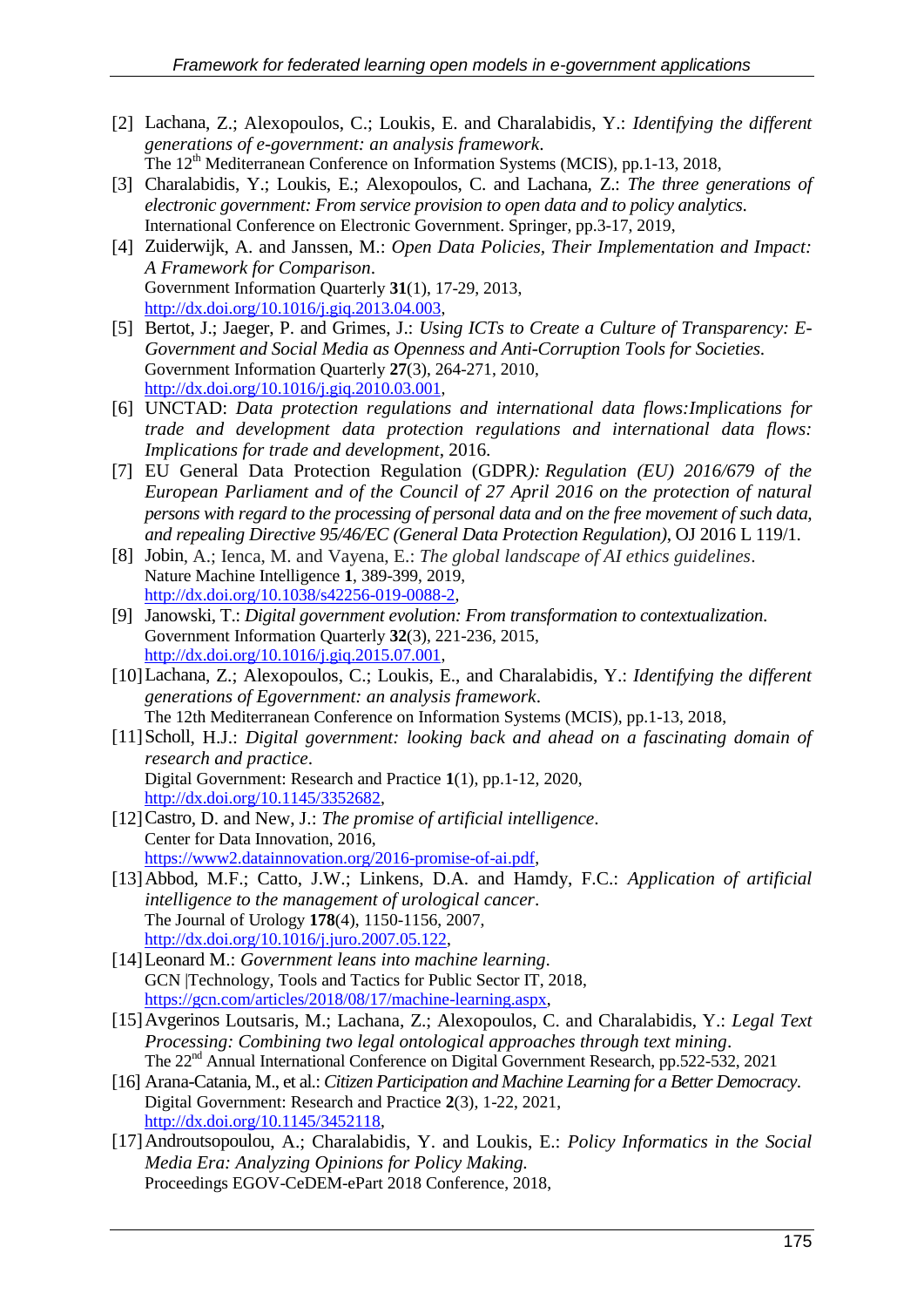[2] Lachana, Z.; Alexopoulos, C.; Loukis, E. and Charalabidis, Y.: *Identifying the different generations of e-government: an analysis framework*. The 12th Mediterranean Conference on Information Systems (MCIS), pp.1-13, 2018,

[3] Charalabidis, Y.; Loukis, E.; Alexopoulos, C. and Lachana, Z.: *The three generations of electronic government: From service provision to open data and to policy analytics*. International Conference on Electronic Government. Springer, pp.3-17, 2019,

[4] Zuiderwijk, A. and Janssen, M.: *Open Data Policies, Their Implementation and Impact: A Framework for Comparison*. Government Information Quarterly **31**(1), 17-29, 2013, http://dx.doi.org/10.1016/j.giq.2013.04.003,

[5] Bertot, J.; Jaeger, P. and Grimes, J.: *Using ICTs to Create a Culture of Transparency: E-Government and Social Media as Openness and Anti-Corruption Tools for Societies*. Government Information Quarterly **27**(3), 264-271, 2010, http://dx.doi.org/10.1016/j.giq.2010.03.001,

[6] UNCTAD: *Data protection regulations and international data flows:Implications for trade and development data protection regulations and international data flows: Implications for trade and development*, 2016.

[7] EU General Data Protection Regulation (GDPR*): Regulation (EU) 2016/679 of the European Parliament and of the Council of 27 April 2016 on the protection of natural persons with regard to the processing of personal data and on the free movement of such data, and repealing Directive 95/46/EC (General Data Protection Regulation)*, OJ 2016 L 119/1.

[8] Jobin, A.; Ienca, M. and Vayena, E.: *The global landscape of AI ethics guidelines*. Nature Machine Intelligence **1**, 389-399, 2019, http://dx.doi.org/10.1038/s42256-019-0088-2,

[9] Janowski, T.: *Digital government evolution: From transformation to contextualization*. Government Information Quarterly **32**(3), 221-236, 2015, http://dx.doi.org/10.1016/j.giq.2015.07.001,

[10] Lachana, Z.; Alexopoulos, C.; Loukis, E., and Charalabidis, Y.: *Identifying the different generations of Egovernment: an analysis framework*. The 12th Mediterranean Conference on Information Systems (MCIS), pp.1-13, 2018,

[11] Scholl, H.J.: *Digital government: looking back and ahead on a fascinating domain of research and practice*. Digital Government: Research and Practice **1**(1), pp.1-12, 2020, http://dx.doi.org/10.1145/3352682,

[12] Castro, D. and New, J.: *The promise of artificial intelligence*. Center for Data Innovation, 2016, https://www2.datainnovation.org/2016-promise-of-ai.pdf,

[13] Abbod, M.F.; Catto, J.W.; Linkens, D.A. and Hamdy, F.C.: *Application of artificial intelligence to the management of urological cancer*. The Journal of Urology **178**(4), 1150-1156, 2007, http://dx.doi.org/10.1016/j.juro.2007.05.122,

[14] Leonard M.: *Government leans into machine learning*. GCN |Technology, Tools and Tactics for Public Sector IT, 2018, https://gcn.com/articles/2018/08/17/machine-learning.aspx,

[15] Avgerinos Loutsaris, M.; Lachana, Z.; Alexopoulos, C. and Charalabidis, Y.: *Legal Text Processing: Combining two legal ontological approaches through text mining*. The 22nd Annual International Conference on Digital Government Research, pp.522-532, 2021

[16] Arana-Catania, M., et al.: *Citizen Participation and Machine Learning for a Better Democracy*. Digital Government: Research and Practice **2**(3), 1-22, 2021, http://dx.doi.org/10.1145/3452118,

[17] Androutsopoulou, A.; Charalabidis, Y. and Loukis, E.: *Policy Informatics in the Social Media Era: Analyzing Opinions for Policy Making.* Proceedings EGOV-CeDEM-ePart 2018 Conference, 2018,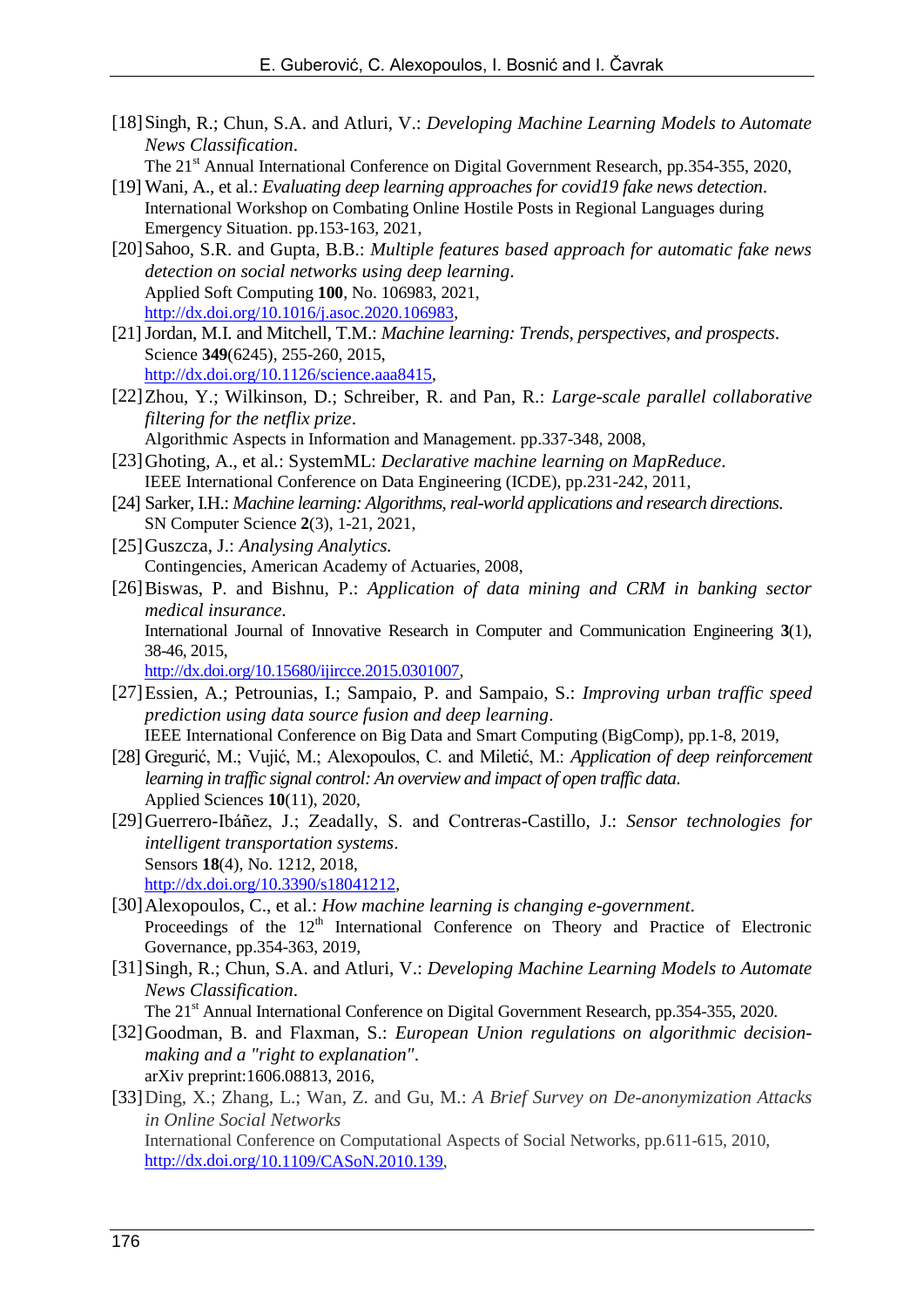[18] Singh, R.; Chun, S.A. and Atluri, V.: *Developing Machine Learning Models to Automate News Classification*.
The 21st Annual International Conference on Digital Government Research, pp.354-355, 2020,

[19] Wani, A., et al.: *Evaluating deep learning approaches for covid19 fake news detection*.
International Workshop on Combating Online Hostile Posts in Regional Languages during Emergency Situation. pp.153-163, 2021,

[20] Sahoo, S.R. and Gupta, B.B.: *Multiple features based approach for automatic fake news detection on social networks using deep learning*.
Applied Soft Computing **100**, No. 106983, 2021,
http://dx.doi.org/10.1016/j.asoc.2020.106983,

[21] Jordan, M.I. and Mitchell, T.M.: *Machine learning: Trends, perspectives, and prospects*.
Science **349**(6245), 255-260, 2015,
http://dx.doi.org/10.1126/science.aaa8415,

[22] Zhou, Y.; Wilkinson, D.; Schreiber, R. and Pan, R.: *Large-scale parallel collaborative filtering for the netflix prize*.
Algorithmic Aspects in Information and Management. pp.337-348, 2008,

[23] Ghoting, A., et al.: SystemML: *Declarative machine learning on MapReduce*.
IEEE International Conference on Data Engineering (ICDE), pp.231-242, 2011,

[24] Sarker, I.H.: *Machine learning: Algorithms, real-world applications and research directions.*
SN Computer Science **2**(3), 1-21, 2021,

[25] Guszcza, J.: *Analysing Analytics.*
Contingencies, American Academy of Actuaries, 2008,

[26] Biswas, P. and Bishnu, P.: *Application of data mining and CRM in banking sector medical insurance*.
International Journal of Innovative Research in Computer and Communication Engineering **3**(1), 38-46, 2015,
http://dx.doi.org/10.15680/ijircce.2015.0301007,

[27] Essien, A.; Petrounias, I.; Sampaio, P. and Sampaio, S.: *Improving urban traffic speed prediction using data source fusion and deep learning*.
IEEE International Conference on Big Data and Smart Computing (BigComp), pp.1-8, 2019,

[28] Gregurić, M.; Vujić, M.; Alexopoulos, C. and Miletić, M.: *Application of deep reinforcement learning in traffic signal control: An overview and impact of open traffic data.*
Applied Sciences **10**(11), 2020,

[29] Guerrero-Ibáñez, J.; Zeadally, S. and Contreras-Castillo, J.: *Sensor technologies for intelligent transportation systems*.
Sensors **18**(4), No. 1212, 2018,
http://dx.doi.org/10.3390/s18041212,

[30] Alexopoulos, C., et al.: *How machine learning is changing e-government*.
Proceedings of the 12th International Conference on Theory and Practice of Electronic Governance, pp.354-363, 2019,

[31] Singh, R.; Chun, S.A. and Atluri, V.: *Developing Machine Learning Models to Automate News Classification*.
The 21st Annual International Conference on Digital Government Research, pp.354-355, 2020.

[32] Goodman, B. and Flaxman, S.: *European Union regulations on algorithmic decision-making and a "right to explanation"*.
arXiv preprint:1606.08813, 2016,

[33] Ding, X.; Zhang, L.; Wan, Z. and Gu, M.: *A Brief Survey on De-anonymization Attacks in Online Social Networks*
International Conference on Computational Aspects of Social Networks, pp.611-615, 2010,
http://dx.doi.org/10.1109/CASoN.2010.139,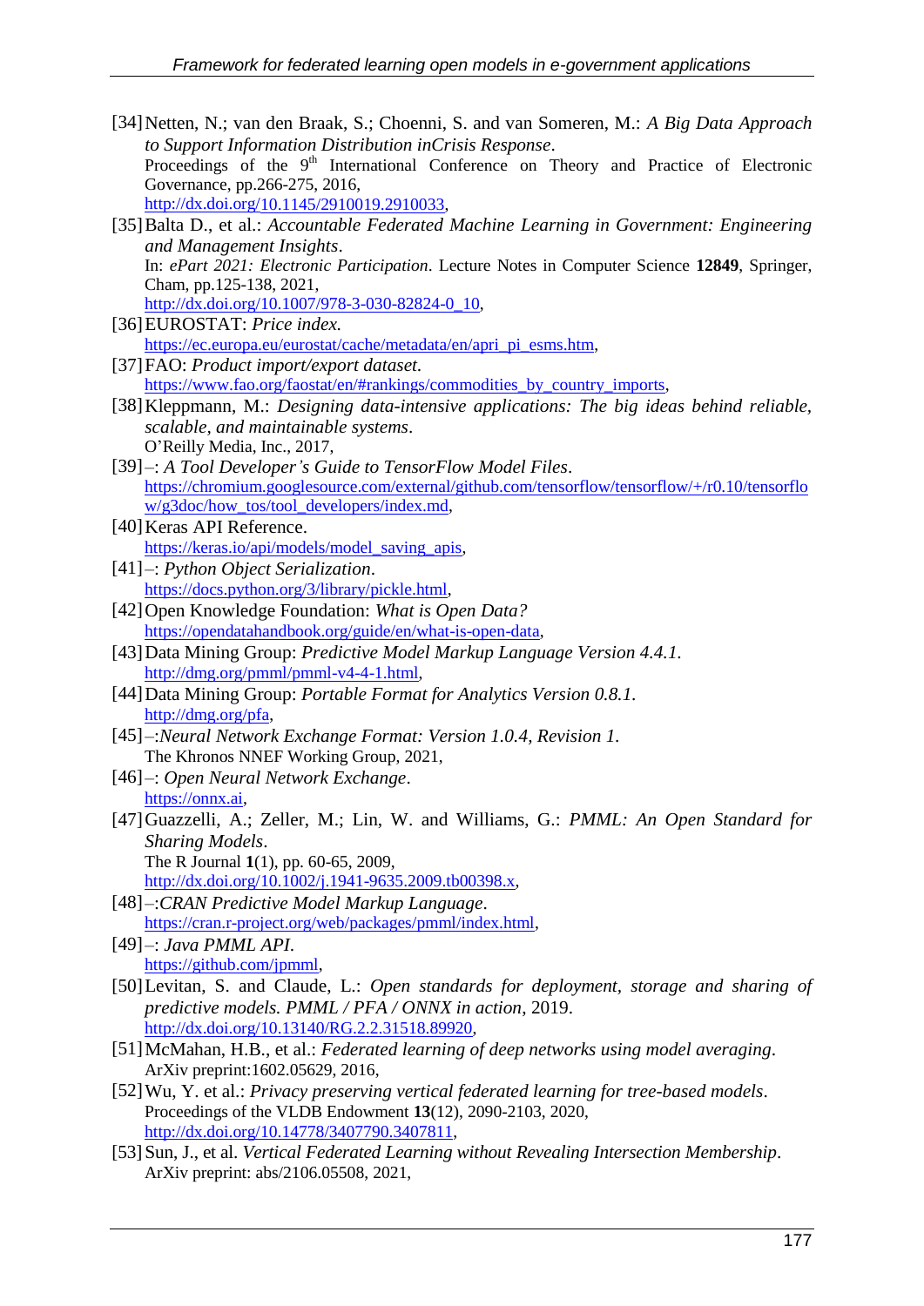[34] Netten, N.; van den Braak, S.; Choenni, S. and van Someren, M.: *A Big Data Approach to Support Information Distribution inCrisis Response*.
Proceedings of the 9th International Conference on Theory and Practice of Electronic Governance, pp.266-275, 2016,
http://dx.doi.org/10.1145/2910019.2910033,

[35] Balta D., et al.: *Accountable Federated Machine Learning in Government: Engineering and Management Insights*.
In: *ePart 2021: Electronic Participation*. Lecture Notes in Computer Science **12849**, Springer, Cham, pp.125-138, 2021,
http://dx.doi.org/10.1007/978-3-030-82824-0_10,

[36] EUROSTAT: *Price index.*
https://ec.europa.eu/eurostat/cache/metadata/en/apri_pi_esms.htm,

[37] FAO: *Product import/export dataset.*
https://www.fao.org/faostat/en/#rankings/commodities_by_country_imports,

[38] Kleppmann, M.: *Designing data-intensive applications: The big ideas behind reliable, scalable, and maintainable systems*.
O'Reilly Media, Inc., 2017,

[39] –: *A Tool Developer's Guide to TensorFlow Model Files*.
https://chromium.googlesource.com/external/github.com/tensorflow/tensorflow/+/r0.10/tensorflow/g3doc/how_tos/tool_developers/index.md,

[40] Keras API Reference.
https://keras.io/api/models/model_saving_apis,

[41] –: *Python Object Serialization*.
https://docs.python.org/3/library/pickle.html,

[42] Open Knowledge Foundation: *What is Open Data?*
https://opendatahandbook.org/guide/en/what-is-open-data,

[43] Data Mining Group: *Predictive Model Markup Language Version 4.4.1.*
http://dmg.org/pmml/pmml-v4-4-1.html,

[44] Data Mining Group: *Portable Format for Analytics Version 0.8.1.*
http://dmg.org/pfa,

[45] –:*Neural Network Exchange Format: Version 1.0.4, Revision 1.*
The Khronos NNEF Working Group, 2021,

[46] –: *Open Neural Network Exchange*.
https://onnx.ai,

[47] Guazzelli, A.; Zeller, M.; Lin, W. and Williams, G.: *PMML: An Open Standard for Sharing Models*.
The R Journal **1**(1), pp. 60-65, 2009,
http://dx.doi.org/10.1002/j.1941-9635.2009.tb00398.x,

[48] –:*CRAN Predictive Model Markup Language*.
https://cran.r-project.org/web/packages/pmml/index.html,

[49] –: *Java PMML API.*
https://github.com/jpmml,

[50] Levitan, S. and Claude, L.: *Open standards for deployment, storage and sharing of predictive models. PMML / PFA / ONNX in action*, 2019.
http://dx.doi.org/10.13140/RG.2.2.31518.89920,

[51] McMahan, H.B., et al.: *Federated learning of deep networks using model averaging*.
ArXiv preprint:1602.05629, 2016,

[52] Wu, Y. et al.: *Privacy preserving vertical federated learning for tree-based models*.
Proceedings of the VLDB Endowment **13**(12), 2090-2103, 2020,
http://dx.doi.org/10.14778/3407790.3407811,

[53] Sun, J., et al. *Vertical Federated Learning without Revealing Intersection Membership*.
ArXiv preprint: abs/2106.05508, 2021,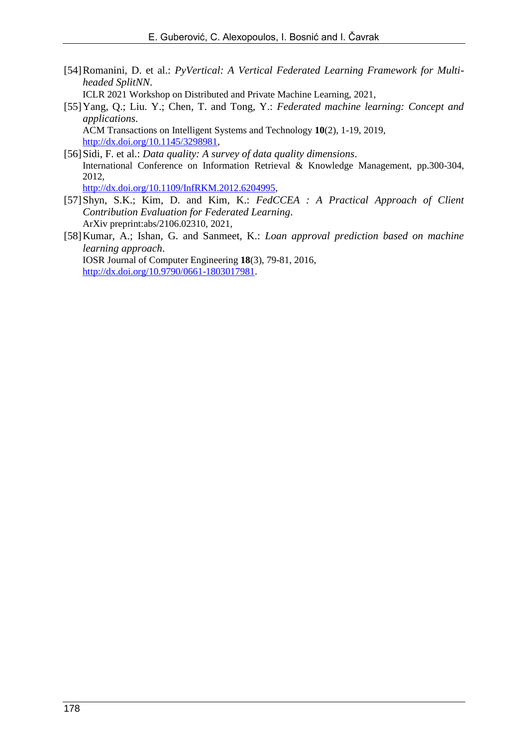[54] Romanini, D. et al.: *PyVertical: A Vertical Federated Learning Framework for Multi-headed SplitNN*.
ICLR 2021 Workshop on Distributed and Private Machine Learning, 2021,

[55] Yang, Q.; Liu. Y.; Chen, T. and Tong, Y.: *Federated machine learning: Concept and applications*.
ACM Transactions on Intelligent Systems and Technology **10**(2), 1-19, 2019,
http://dx.doi.org/10.1145/3298981,

[56] Sidi, F. et al.: *Data quality: A survey of data quality dimensions*.
International Conference on Information Retrieval & Knowledge Management, pp.300-304, 2012,
http://dx.doi.org/10.1109/InfRKM.2012.6204995,

[57] Shyn, S.K.; Kim, D. and Kim, K.: *FedCCEA : A Practical Approach of Client Contribution Evaluation for Federated Learning*.
ArXiv preprint:abs/2106.02310, 2021,

[58] Kumar, A.; Ishan, G. and Sanmeet, K.: *Loan approval prediction based on machine learning approach*.
IOSR Journal of Computer Engineering **18**(3), 79-81, 2016,
http://dx.doi.org/10.9790/0661-1803017981.